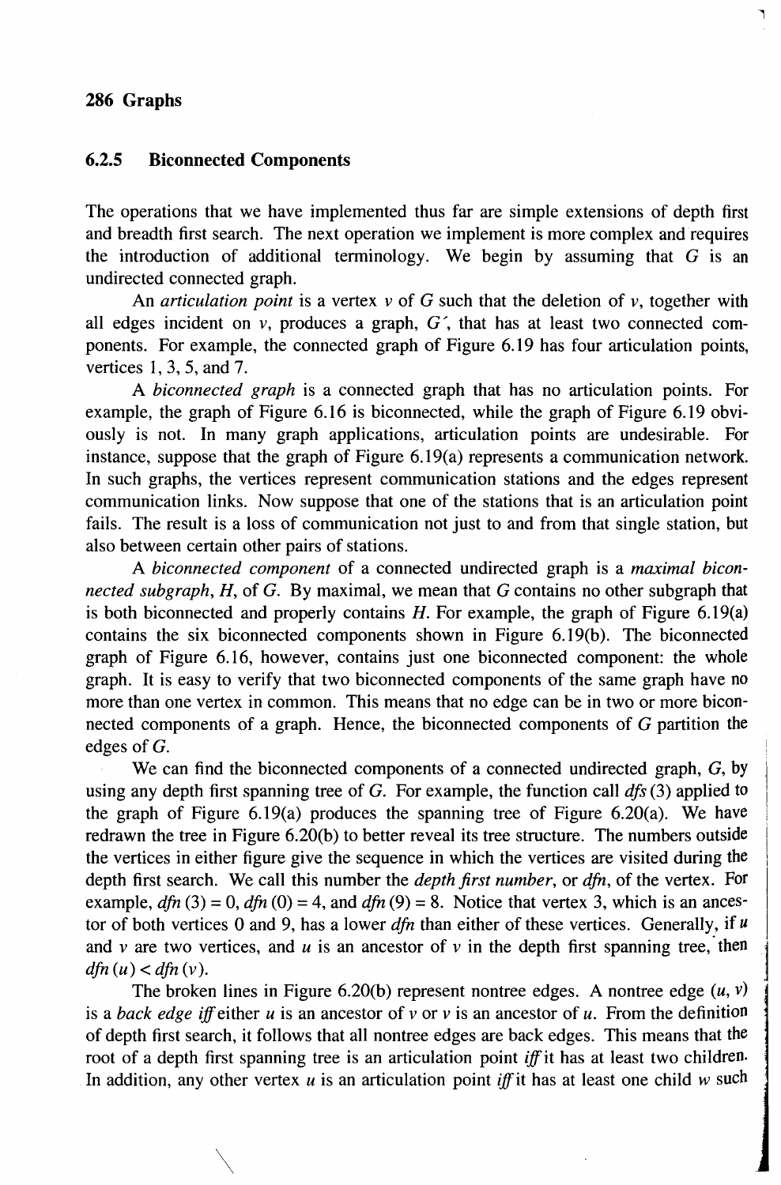### 6.2.5 Biconnected Components

The operations that we have implemented thus far are simple extensions of depth first and breadth first search. The next operation we implement is more complex and requires the introduction of additional terminology. We begin by assuming that $G$ is an undirected connected graph.

An *articulation point* is a vertex $v$ of $G$ such that the deletion of $v$, together with all edges incident on $v$, produces a graph, $G'$, that has at least two connected components. For example, the connected graph of Figure 6.19 has four articulation points, vertices 1, 3, 5, and 7.

A *biconnected graph* is a connected graph that has no articulation points. For example, the graph of Figure 6.16 is biconnected, while the graph of Figure 6.19 obviously is not. In many graph applications, articulation points are undesirable. For instance, suppose that the graph of Figure 6.19(a) represents a communication network. In such graphs, the vertices represent communication stations and the edges represent communication links. Now suppose that one of the stations that is an articulation point fails. The result is a loss of communication not just to and from that single station, but also between certain other pairs of stations.

A *biconnected component* of a connected undirected graph is a *maximal biconnected subgraph*, $H$, of $G$. By maximal, we mean that $G$ contains no other subgraph that is both biconnected and properly contains $H$. For example, the graph of Figure 6.19(a) contains the six biconnected components shown in Figure 6.19(b). The biconnected graph of Figure 6.16, however, contains just one biconnected component: the whole graph. It is easy to verify that two biconnected components of the same graph have no more than one vertex in common. This means that no edge can be in two or more biconnected components of a graph. Hence, the biconnected components of $G$ partition the edges of $G$.

We can find the biconnected components of a connected undirected graph, $G$, by using any depth first spanning tree of $G$. For example, the function call *dfs* (3) applied to the graph of Figure 6.19(a) produces the spanning tree of Figure 6.20(a). We have redrawn the tree in Figure 6.20(b) to better reveal its tree structure. The numbers outside the vertices in either figure give the sequence in which the vertices are visited during the depth first search. We call this number the *depth first number*, or *dfn*, of the vertex. For example, *dfn* (3) = 0, *dfn* (0) = 4, and *dfn* (9) = 8. Notice that vertex 3, which is an ancestor of both vertices 0 and 9, has a lower *dfn* than either of these vertices. Generally, if $u$ and $v$ are two vertices, and $u$ is an ancestor of $v$ in the depth first spanning tree, then *dfn* ($u$) < *dfn* ($v$).

The broken lines in Figure 6.20(b) represent nontree edges. A nontree edge ($u$, $v$) is a *back edge iff* either $u$ is an ancestor of $v$ or $v$ is an ancestor of $u$. From the definition of depth first search, it follows that all nontree edges are back edges. This means that the root of a depth first spanning tree is an articulation point *iff* it has at least two children. In addition, any other vertex $u$ is an articulation point *iff* it has at least one child $w$ such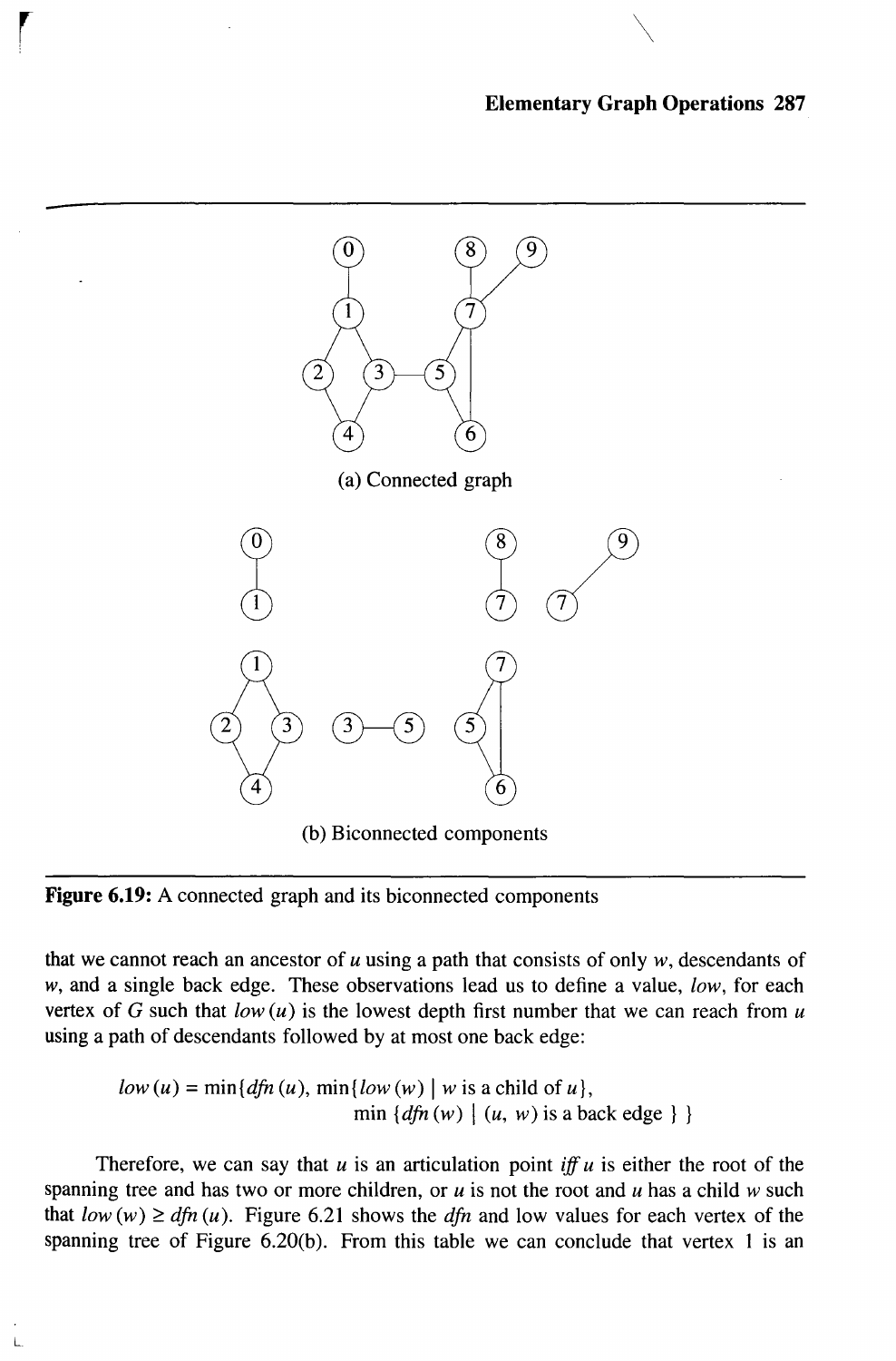(a) Connected graph

(b) Biconnected components

**Figure 6.19:** A connected graph and its biconnected components

that we cannot reach an ancestor of $u$ using a path that consists of only $w$, descendants of $w$, and a single back edge. These observations lead us to define a value, *low*, for each vertex of $G$ such that $low(u)$ is the lowest depth first number that we can reach from $u$ using a path of descendants followed by at most one back edge:

$$low(u) = \min\{dfn(u), \min\{low(w) \mid w \text{ is a child of } u\}, \min\{dfn(w) \mid (u, w) \text{ is a back edge}\}\}$$

Therefore, we can say that $u$ is an articulation point *iff* $u$ is either the root of the spanning tree and has two or more children, or $u$ is not the root and $u$ has a child $w$ such that $low(w) \geq dfn(u)$. Figure 6.21 shows the *dfn* and low values for each vertex of the spanning tree of Figure 6.20(b). From this table we can conclude that vertex 1 is an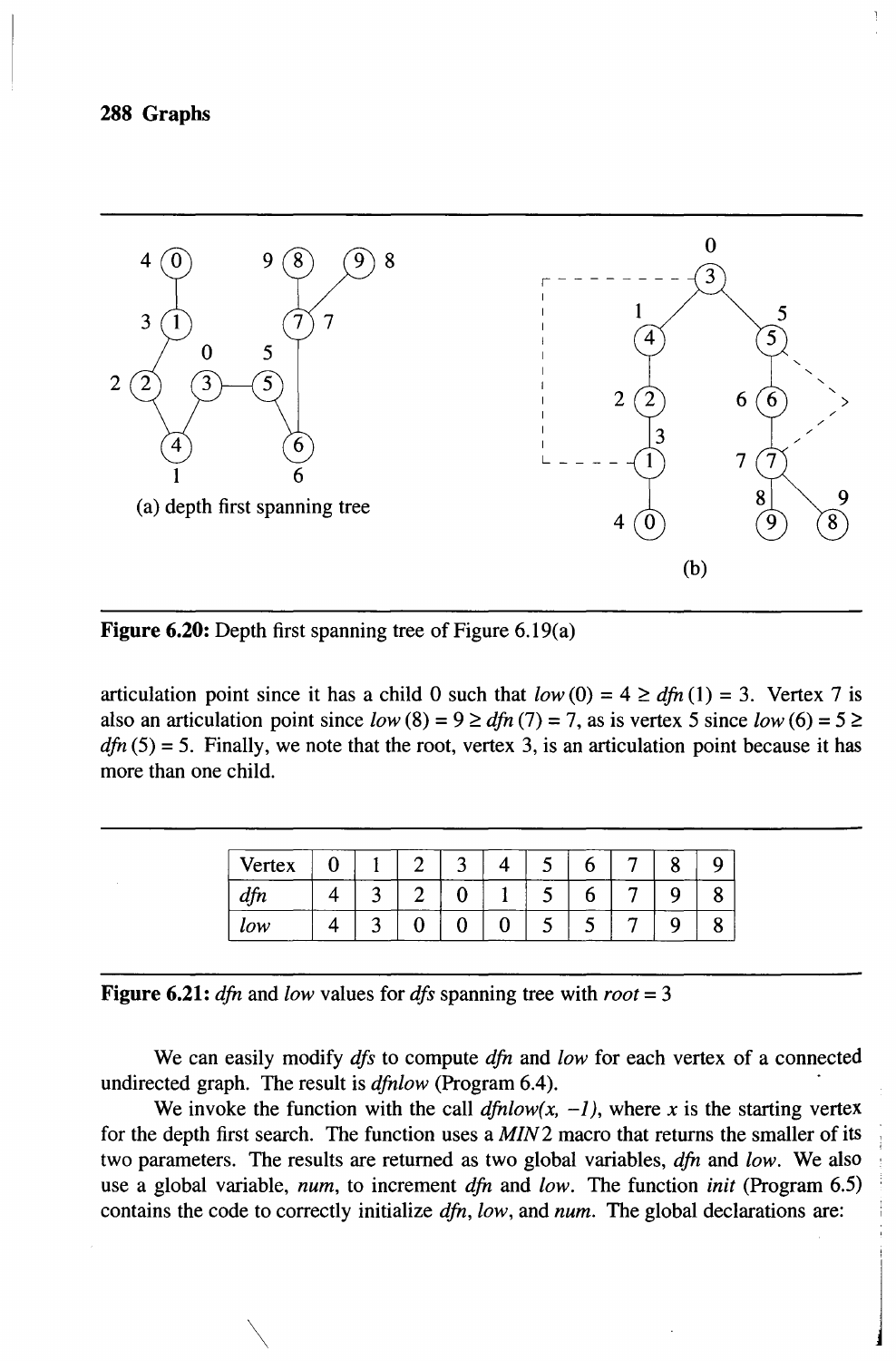(a) depth first spanning tree

(b)

Figure 6.20: Depth first spanning tree of Figure 6.19(a)

articulation point since it has a child 0 such that $low(0) = 4 \geq dfn(1) = 3$. Vertex 7 is also an articulation point since $low(8) = 9 \geq dfn(7) = 7$, as is vertex 5 since $low(6) = 5 \geq dfn(5) = 5$. Finally, we note that the root, vertex 3, is an articulation point because it has more than one child.

| Vertex | 0 | 1 | 2 | 3 | 4 | 5 | 6 | 7 | 8 | 9 |
|---|---|---|---|---|---|---|---|---|---|---|
| *dfn* | 4 | 3 | 2 | 0 | 1 | 5 | 6 | 7 | 9 | 8 |
| *low* | 4 | 3 | 0 | 0 | 0 | 5 | 5 | 7 | 9 | 8 |

Figure 6.21: *dfn* and *low* values for *dfs* spanning tree with *root* = 3

We can easily modify *dfs* to compute *dfn* and *low* for each vertex of a connected undirected graph. The result is *dfnlow* (Program 6.4).

We invoke the function with the call *dfnlow(x, -1)*, where *x* is the starting vertex for the depth first search. The function uses a *MIN*2 macro that returns the smaller of its two parameters. The results are returned as two global variables, *dfn* and *low*. We also use a global variable, *num*, to increment *dfn* and *low*. The function *init* (Program 6.5) contains the code to correctly initialize *dfn*, *low*, and *num*. The global declarations are: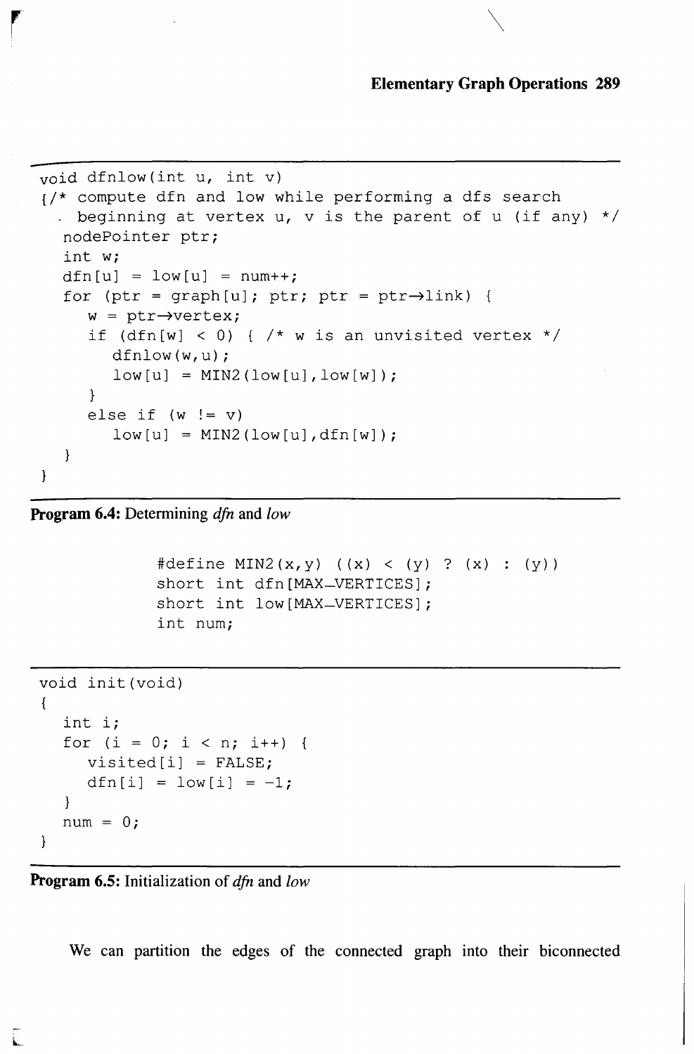```
void dfnlow(int u, int v)
{/* compute dfn and low while performing a dfs search
  . beginning at vertex u, v is the parent of u (if any) */
   nodePointer ptr;
   int w;
   dfn[u] = low[u] = num++;
   for (ptr = graph[u]; ptr; ptr = ptr->link) {
      w = ptr->vertex;
      if (dfn[w] < 0) { /* w is an unvisited vertex */
         dfnlow(w,u);
         low[u] = MIN2(low[u],low[w]);
      }
      else if (w != v)
         low[u] = MIN2(low[u],dfn[w]);
   }
}
```

**Program 6.4:** Determining *dfn* and *low*

```
#define MIN2(x,y) ((x) < (y) ? (x) : (y))
short int dfn[MAX_VERTICES];
short int low[MAX_VERTICES];
int num;
```

```
void init(void)
{
   int i;
   for (i = 0; i < n; i++) {
      visited[i] = FALSE;
      dfn[i] = low[i] = -1;
   }
   num = 0;
}
```

**Program 6.5:** Initialization of *dfn* and *low*

We can partition the edges of the connected graph into their biconnected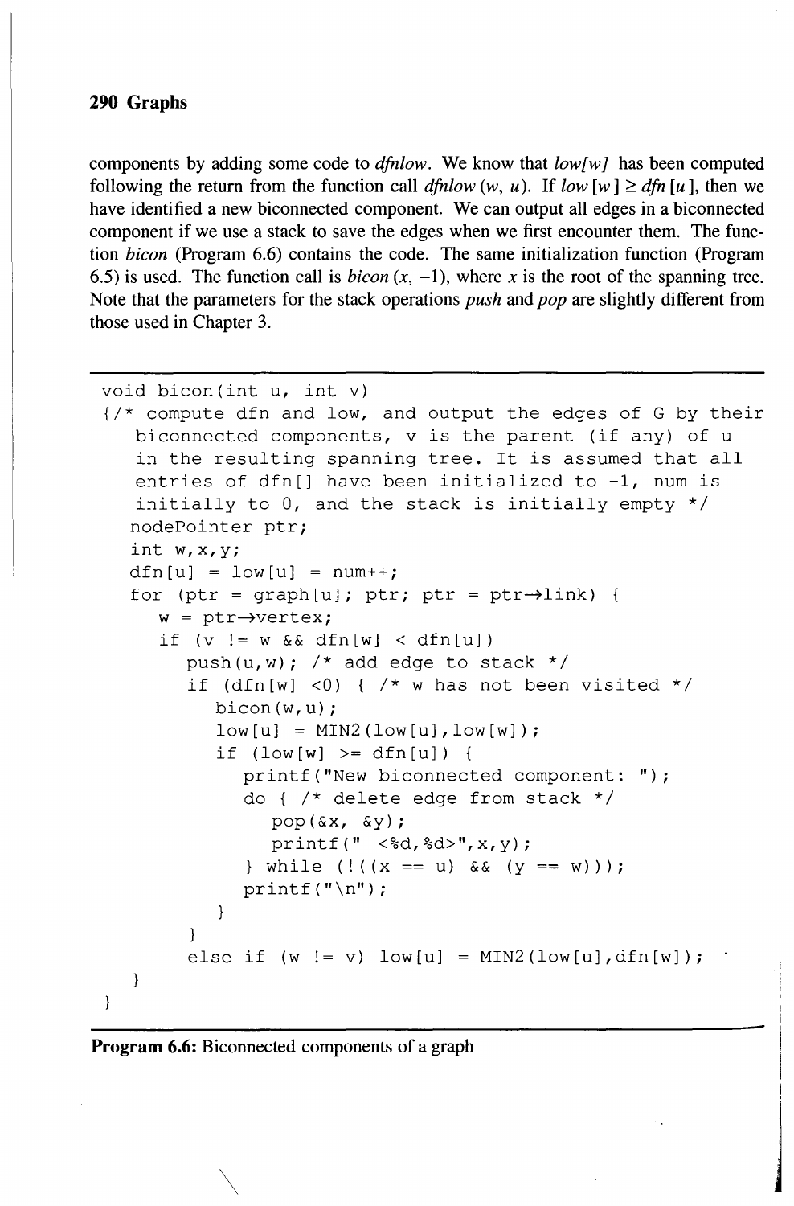components by adding some code to *dfnlow*. We know that *low[w]* has been computed following the return from the function call *dfnlow* $(w, u)$. If $low[w] \geq dfn[u]$, then we have identified a new biconnected component. We can output all edges in a biconnected component if we use a stack to save the edges when we first encounter them. The function *bicon* (Program 6.6) contains the code. The same initialization function (Program 6.5) is used. The function call is *bicon* $(x, -1)$, where $x$ is the root of the spanning tree. Note that the parameters for the stack operations *push* and *pop* are slightly different from those used in Chapter 3.

```
void bicon(int u, int v)
{/* compute dfn and low, and output the edges of G by their
   biconnected components, v is the parent (if any) of u
   in the resulting spanning tree. It is assumed that all
   entries of dfn[] have been initialized to -1, num is
   initially to 0, and the stack is initially empty */
  nodePointer ptr;
  int w,x,y;
  dfn[u] = low[u] = num++;
  for (ptr = graph[u]; ptr; ptr = ptr->link) {
    w = ptr->vertex;
    if (v != w && dfn[w] < dfn[u])
      push(u,w); /* add edge to stack */
      if (dfn[w] <0) { /* w has not been visited */
        bicon(w,u);
        low[u] = MIN2(low[u],low[w]);
        if (low[w] >= dfn[u]) {
          printf("New biconnected component: ");
          do { /* delete edge from stack */
            pop(&x, &y);
            printf(" <%d,%d>",x,y);
          } while (!((x == u) && (y == w)));
          printf("\n");
        }
      }
      else if (w != v) low[u] = MIN2(low[u],dfn[w]);
  }
}
```

**Program 6.6:** Biconnected components of a graph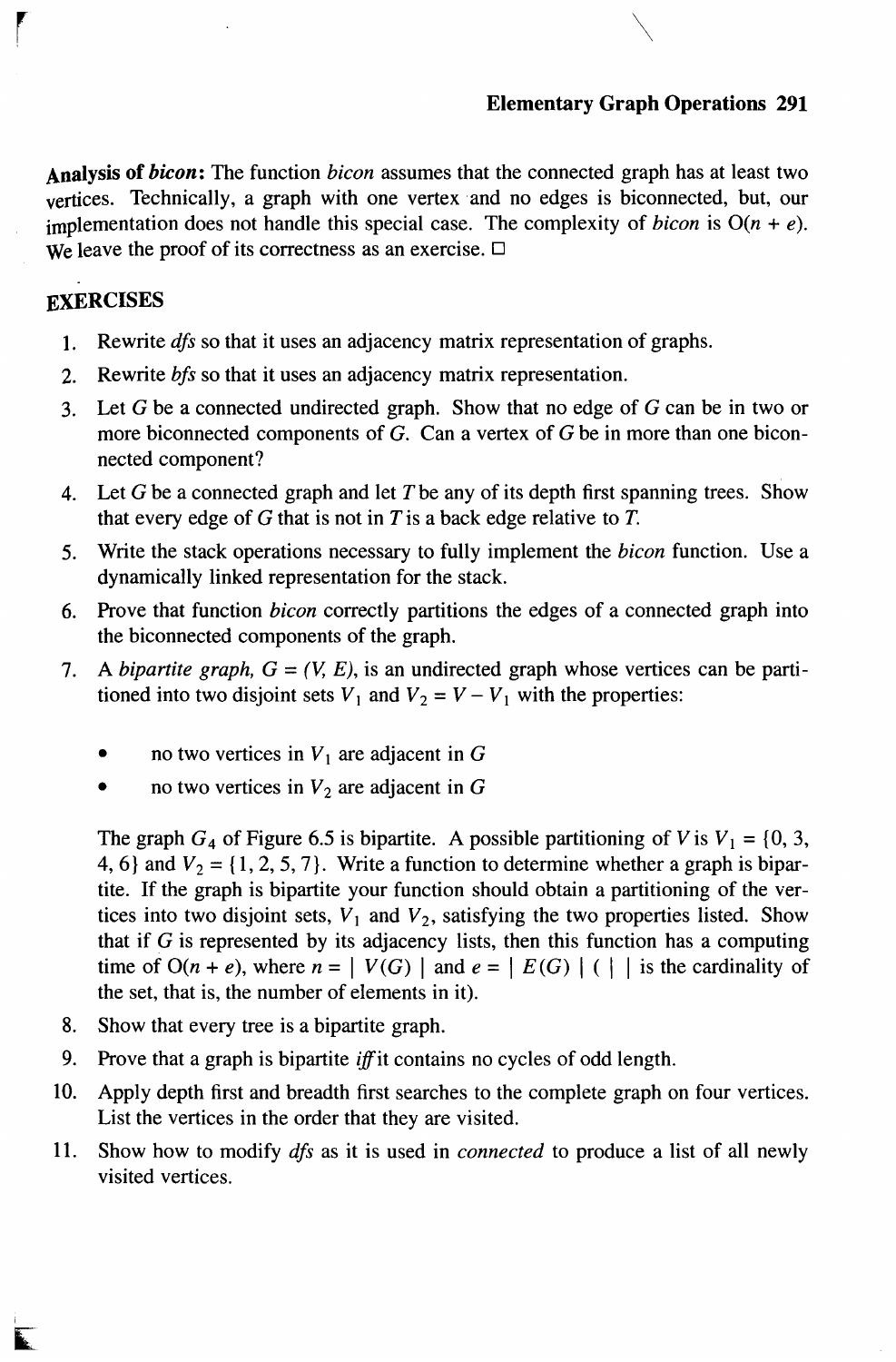**Analysis of *bicon*:** The function *bicon* assumes that the connected graph has at least two vertices. Technically, a graph with one vertex and no edges is biconnected, but, our implementation does not handle this special case. The complexity of *bicon* is $O(n + e)$. We leave the proof of its correctness as an exercise. □

## EXERCISES

1. Rewrite *dfs* so that it uses an adjacency matrix representation of graphs.
2. Rewrite *bfs* so that it uses an adjacency matrix representation.
3. Let $G$ be a connected undirected graph. Show that no edge of $G$ can be in two or more biconnected components of $G$. Can a vertex of $G$ be in more than one biconnected component?
4. Let $G$ be a connected graph and let $T$ be any of its depth first spanning trees. Show that every edge of $G$ that is not in $T$ is a back edge relative to $T$.
5. Write the stack operations necessary to fully implement the *bicon* function. Use a dynamically linked representation for the stack.
6. Prove that function *bicon* correctly partitions the edges of a connected graph into the biconnected components of the graph.
7. A *bipartite graph, $G = (V, E)$*, is an undirected graph whose vertices can be partitioned into two disjoint sets $V_1$ and $V_2 = V - V_1$ with the properties:

   - no two vertices in $V_1$ are adjacent in $G$
   - no two vertices in $V_2$ are adjacent in $G$

   The graph $G_4$ of Figure 6.5 is bipartite. A possible partitioning of $V$ is $V_1 = \{0, 3, 4, 6\}$ and $V_2 = \{1, 2, 5, 7\}$. Write a function to determine whether a graph is bipartite. If the graph is bipartite your function should obtain a partitioning of the vertices into two disjoint sets, $V_1$ and $V_2$, satisfying the two properties listed. Show that if $G$ is represented by its adjacency lists, then this function has a computing time of $O(n + e)$, where $n = |V(G)|$ and $e = |E(G)|$ ( $| \ |$ is the cardinality of the set, that is, the number of elements in it).
8. Show that every tree is a bipartite graph.
9. Prove that a graph is bipartite *iff* it contains no cycles of odd length.
10. Apply depth first and breadth first searches to the complete graph on four vertices. List the vertices in the order that they are visited.
11. Show how to modify *dfs* as it is used in *connected* to produce a list of all newly visited vertices.